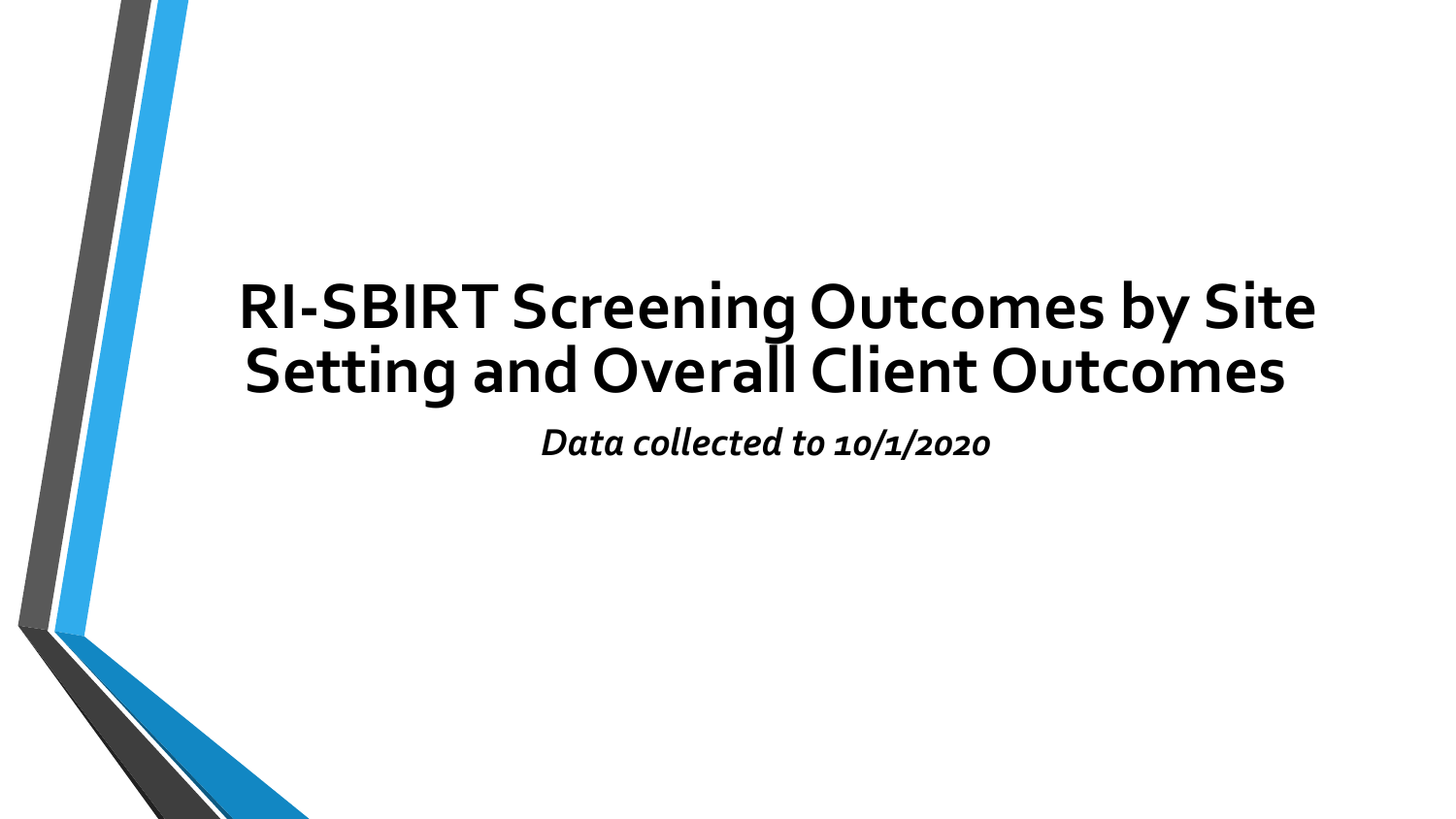# RI-SBIRT Screening Outcomes by Site Setting and Overall Client Outcomes

*Data collected to 10/1/2020*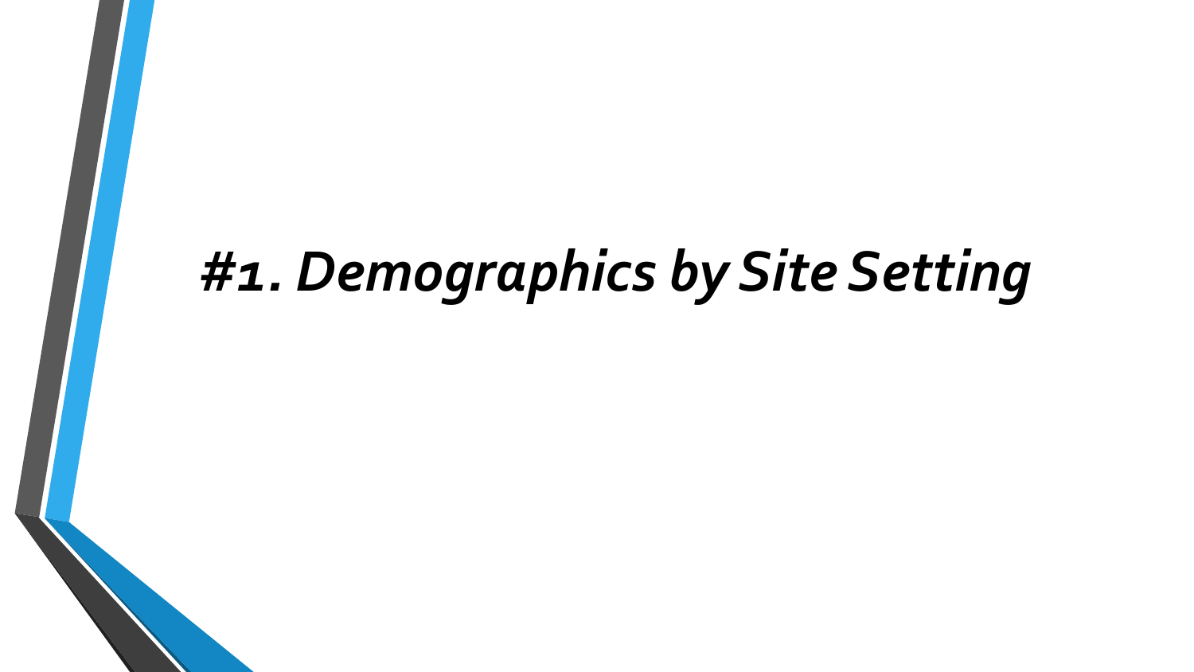# *#1. Demographics by Site Setting*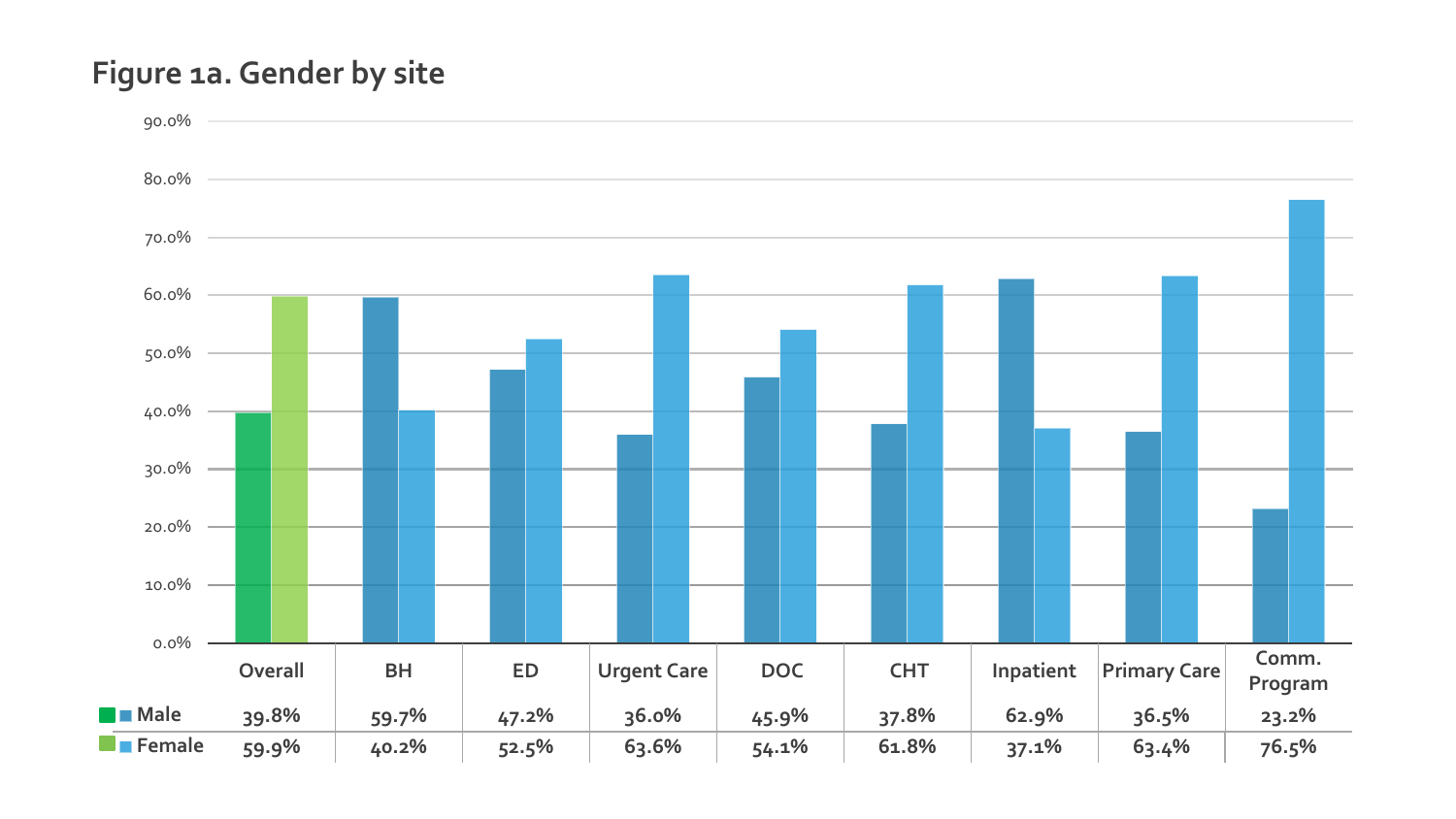## Figure 1a. Gender by site

| | Overall | BH | ED | Urgent Care | DOC | CHT | Inpatient | Primary Care | Comm. Program |
|---|---|---|---|---|---|---|---|---|---|
| Male | 39.8% | 59.7% | 47.2% | 36.0% | 45.9% | 37.8% | 62.9% | 36.5% | 23.2% |
| Female | 59.9% | 40.2% | 52.5% | 63.6% | 54.1% | 61.8% | 37.1% | 63.4% | 76.5% |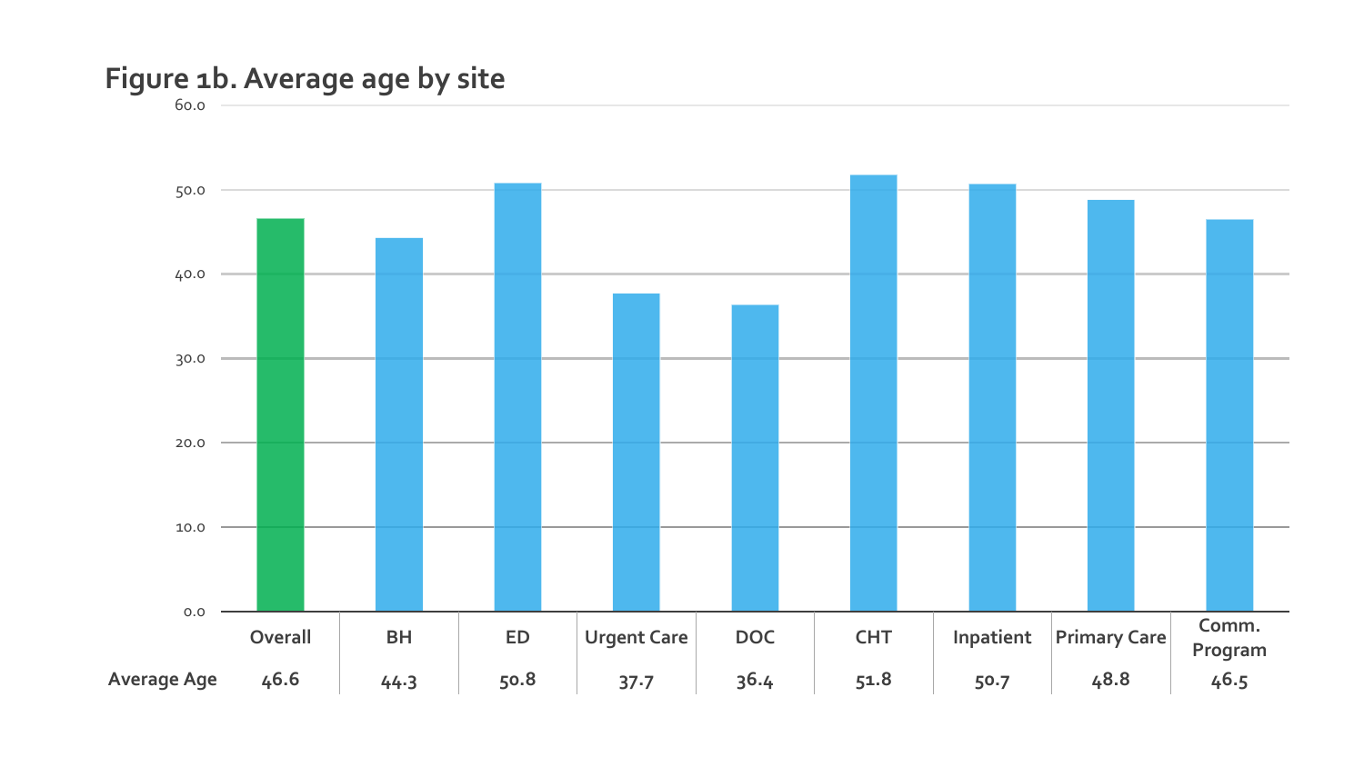# Figure 1b. Average age by site

| | Overall | BH | ED | Urgent Care | DOC | CHT | Inpatient | Primary Care | Comm. Program |
|---|---|---|---|---|---|---|---|---|---|
| Average Age | 46.6 | 44.3 | 50.8 | 37.7 | 36.4 | 51.8 | 50.7 | 48.8 | 46.5 |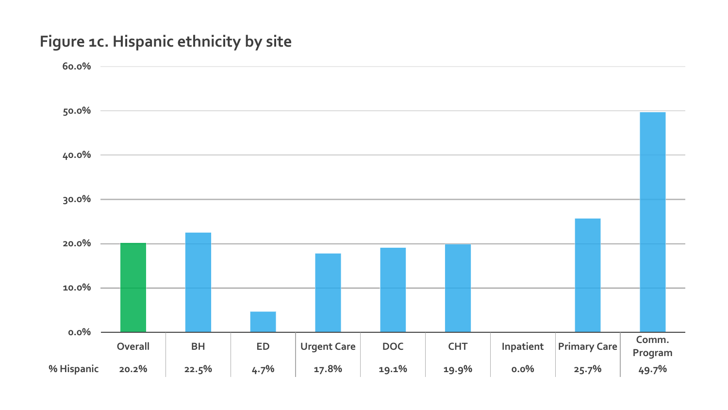## Figure 1c. Hispanic ethnicity by site

| | Overall | BH | ED | Urgent Care | DOC | CHT | Inpatient | Primary Care | Comm. Program |
|---|---|---|---|---|---|---|---|---|---|
| % Hispanic | 20.2% | 22.5% | 4.7% | 17.8% | 19.1% | 19.9% | 0.0% | 25.7% | 49.7% |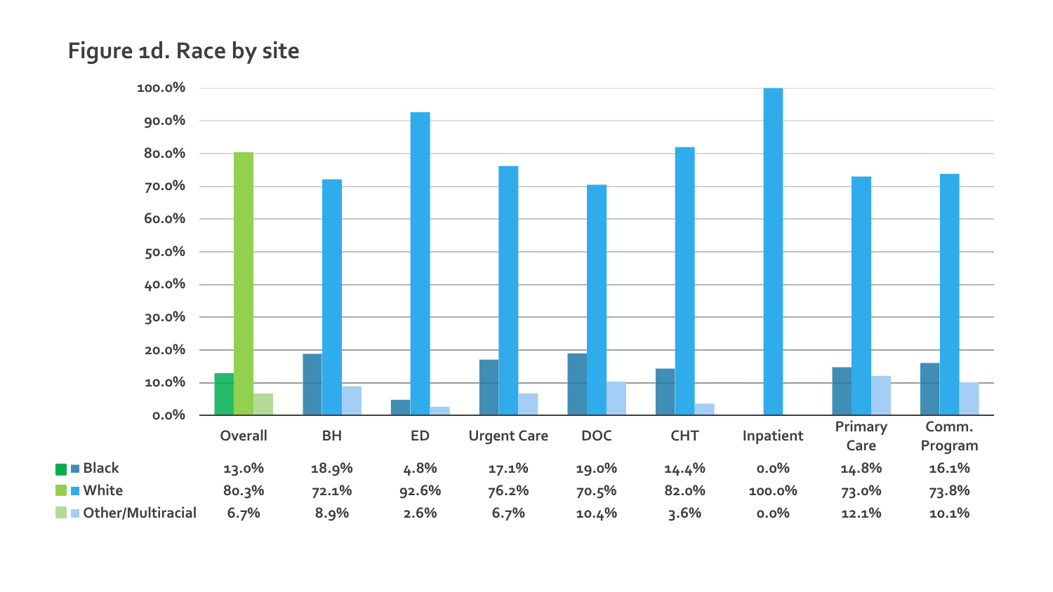## Figure 1d. Race by site

| | Overall | BH | ED | Urgent Care | DOC | CHT | Inpatient | Primary Care | Comm. Program |
|---|---|---|---|---|---|---|---|---|---|
| Black | 13.0% | 18.9% | 4.8% | 17.1% | 19.0% | 14.4% | 0.0% | 14.8% | 16.1% |
| White | 80.3% | 72.1% | 92.6% | 76.2% | 70.5% | 82.0% | 100.0% | 73.0% | 73.8% |
| Other/Multiracial | 6.7% | 8.9% | 2.6% | 6.7% | 10.4% | 3.6% | 0.0% | 12.1% | 10.1% |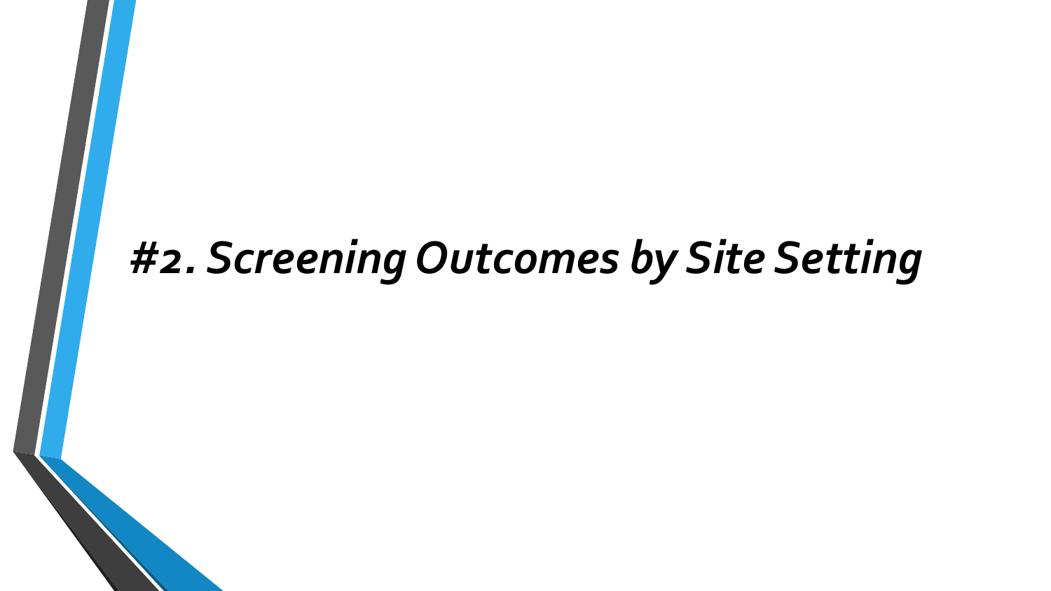# *#2. Screening Outcomes by Site Setting*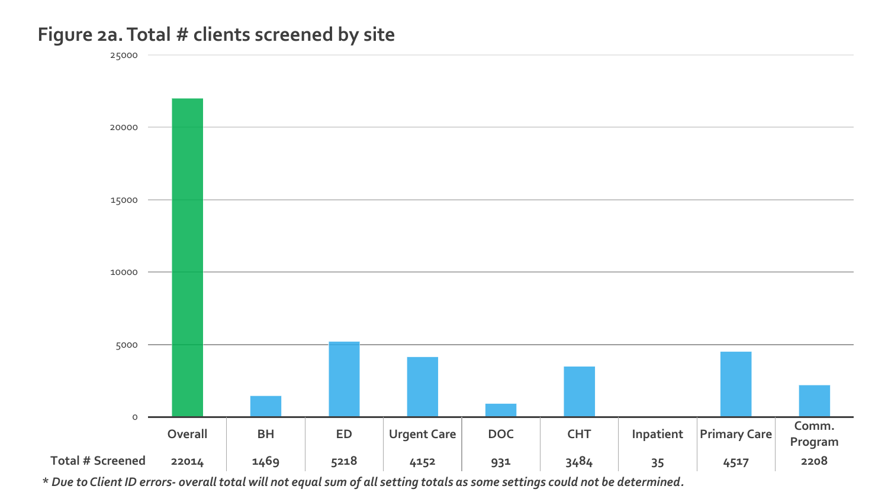## Figure 2a. Total # clients screened by site

| | Overall | BH | ED | Urgent Care | DOC | CHT | Inpatient | Primary Care | Comm. Program |
|---|---|---|---|---|---|---|---|---|---|
| Total # Screened | 22014 | 1469 | 5218 | 4152 | 931 | 3484 | 35 | 4517 | 2208 |

*\* Due to Client ID errors- overall total will not equal sum of all setting totals as some settings could not be determined.*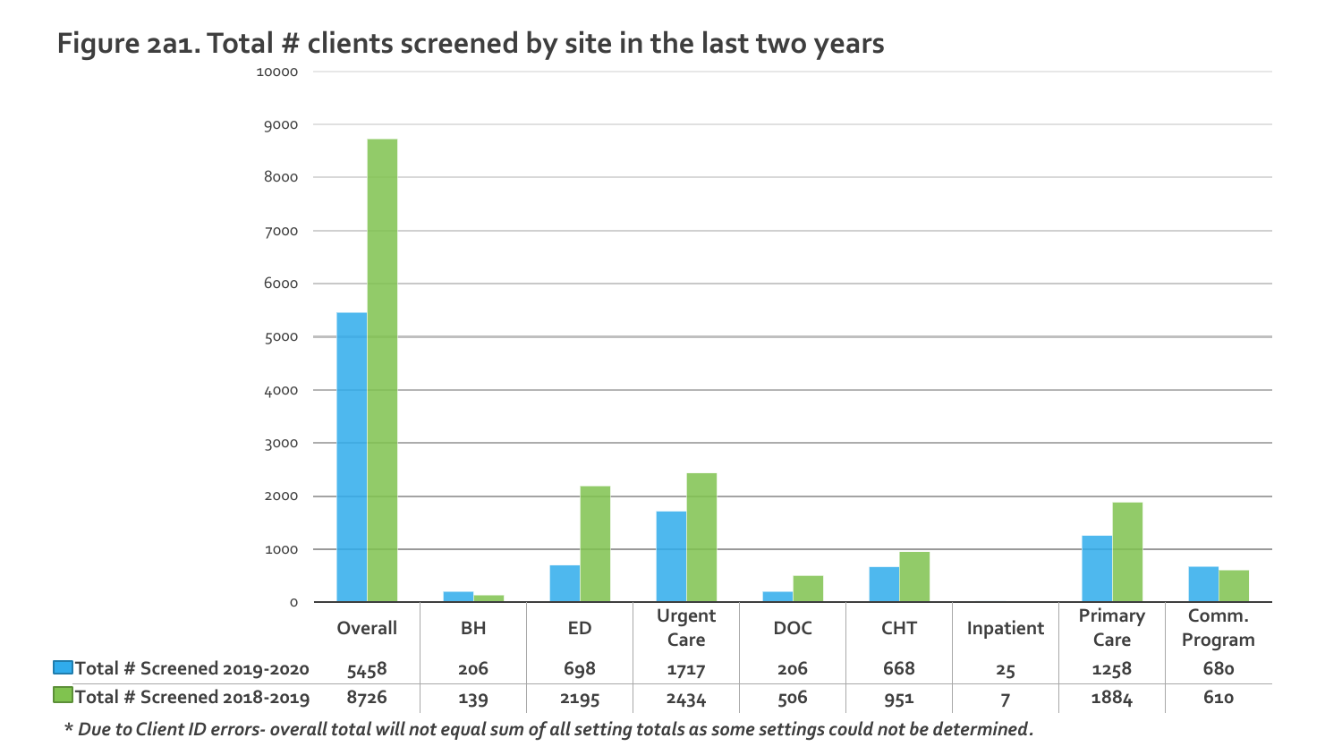## Figure 2a1. Total # clients screened by site in the last two years

| | Overall | BH | ED | Urgent Care | DOC | CHT | Inpatient | Primary Care | Comm. Program |
|---|---|---|---|---|---|---|---|---|---|
| Total # Screened 2019-2020 | 5458 | 206 | 698 | 1717 | 206 | 668 | 25 | 1258 | 680 |
| Total # Screened 2018-2019 | 8726 | 139 | 2195 | 2434 | 506 | 951 | 7 | 1884 | 610 |

*\* Due to Client ID errors- overall total will not equal sum of all setting totals as some settings could not be determined.*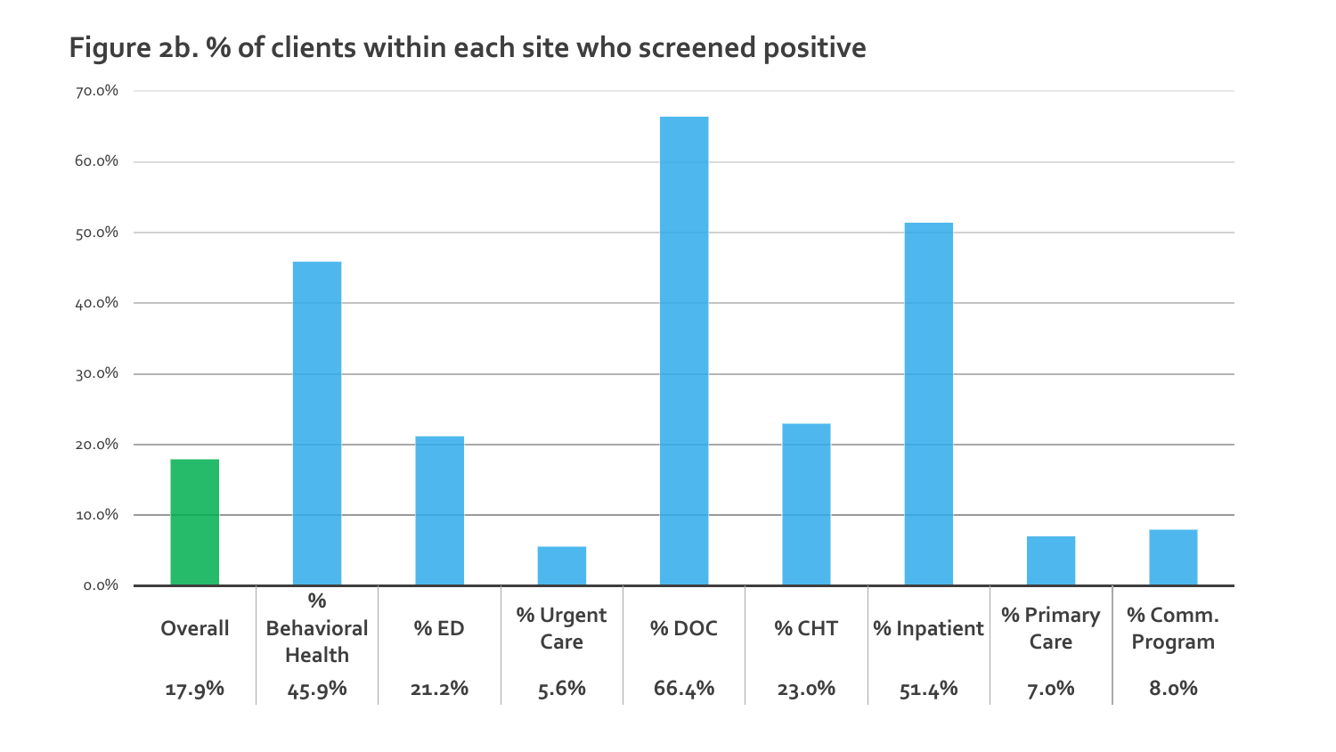## Figure 2b. % of clients within each site who screened positive

| Overall | % Behavioral Health | % ED | % Urgent Care | % DOC | % CHT | % Inpatient | % Primary Care | % Comm. Program |
| --- | --- | --- | --- | --- | --- | --- | --- | --- |
| 17.9% | 45.9% | 21.2% | 5.6% | 66.4% | 23.0% | 51.4% | 7.0% | 8.0% |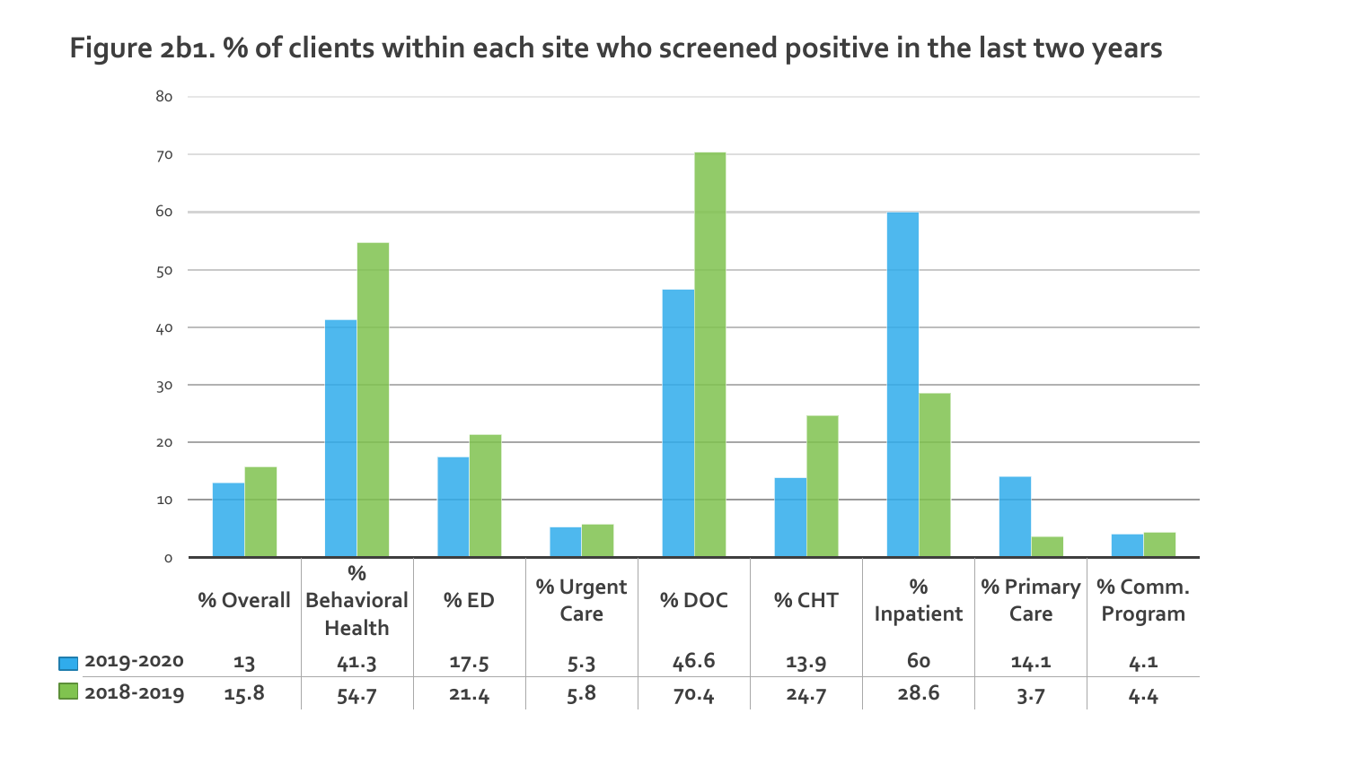## Figure 2b1. % of clients within each site who screened positive in the last two years

| | % Overall | % Behavioral Health | % ED | % Urgent Care | % DOC | % CHT | % Inpatient | % Primary Care | % Comm. Program |
|---|---|---|---|---|---|---|---|---|---|
| 2019-2020 | 13 | 41.3 | 17.5 | 5.3 | 46.6 | 13.9 | 60 | 14.1 | 4.1 |
| 2018-2019 | 15.8 | 54.7 | 21.4 | 5.8 | 70.4 | 24.7 | 28.6 | 3.7 | 4.4 |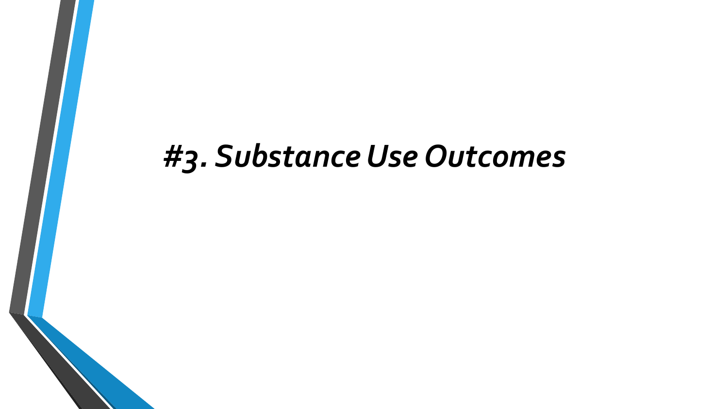# *#3. Substance Use Outcomes*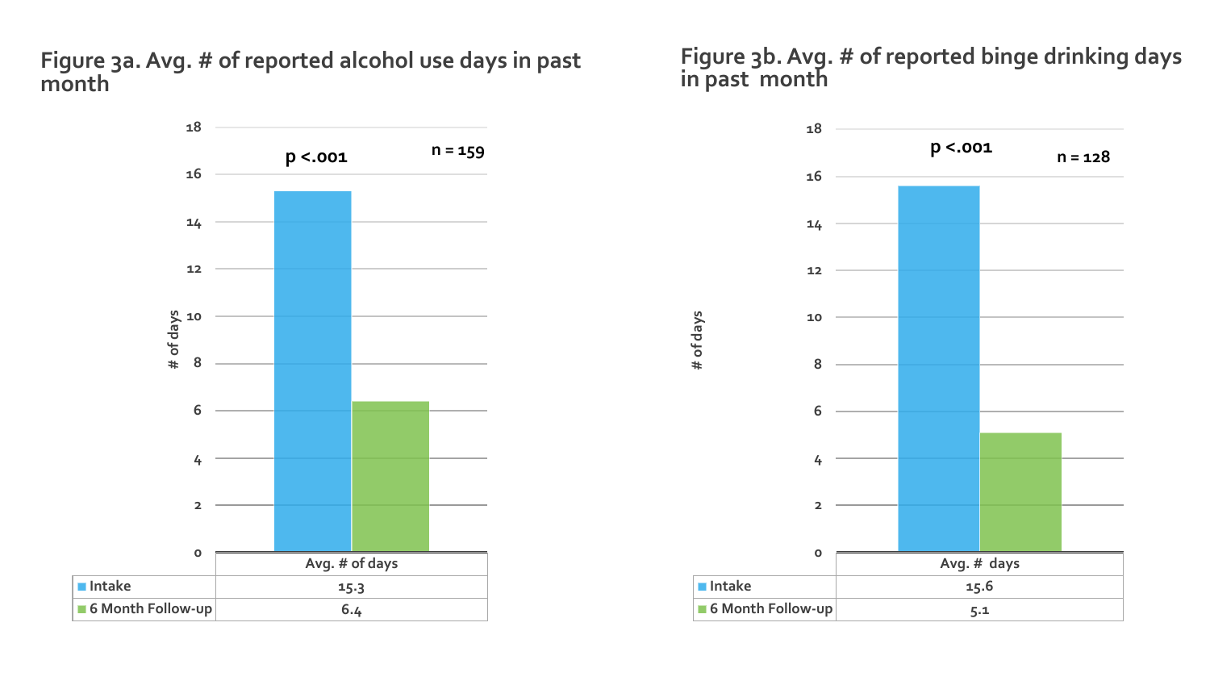## Figure 3a. Avg. # of reported alcohol use days in past month

$p < .001$

n = 159

| | Avg. # of days |
|---|---|
| Intake | 15.3 |
| 6 Month Follow-up | 6.4 |

## Figure 3b. Avg. # of reported binge drinking days in past month

$p < .001$

n = 128

| | Avg. # days |
|---|---|
| Intake | 15.6 |
| 6 Month Follow-up | 5.1 |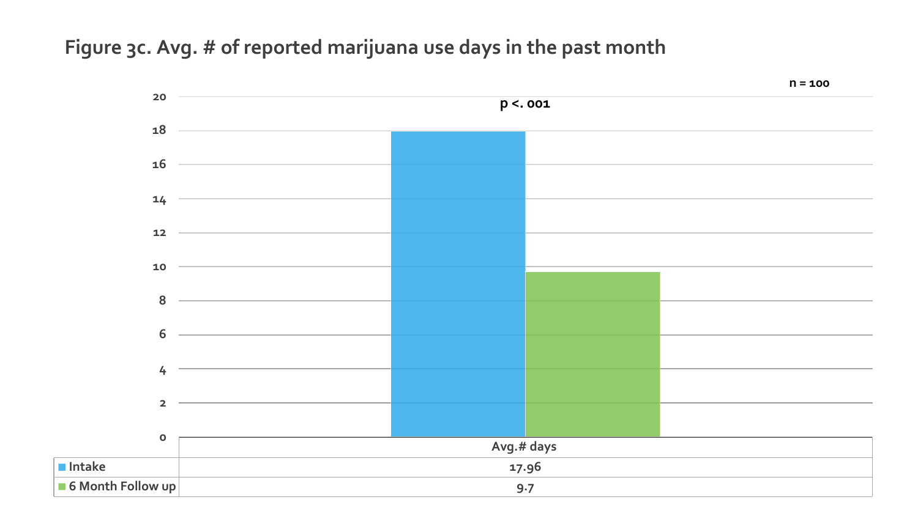## Figure 3c. Avg. # of reported marijuana use days in the past month

n = 100

$p < .001$

| | Avg.# days |
|---|---|
| Intake | 17.96 |
| 6 Month Follow up | 9.7 |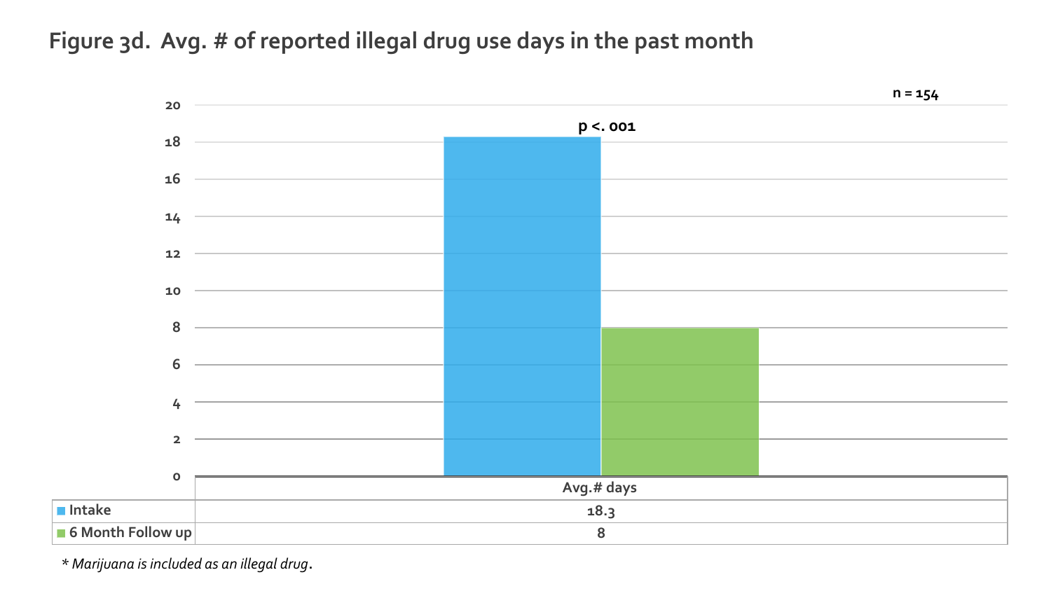# Figure 3d. Avg. # of reported illegal drug use days in the past month

n = 154

p <. 001

| | Avg.# days |
|---|---|
| Intake | 18.3 |
| 6 Month Follow up | 8 |

*\* Marijuana is included as an illegal drug.*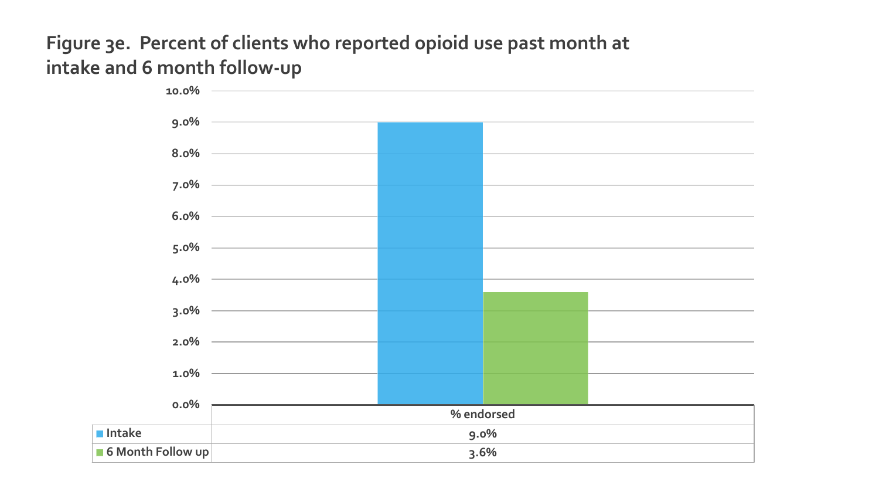## Figure 3e. Percent of clients who reported opioid use past month at intake and 6 month follow-up

| | % endorsed |
|---|---|
| Intake | 9.0% |
| 6 Month Follow up | 3.6% |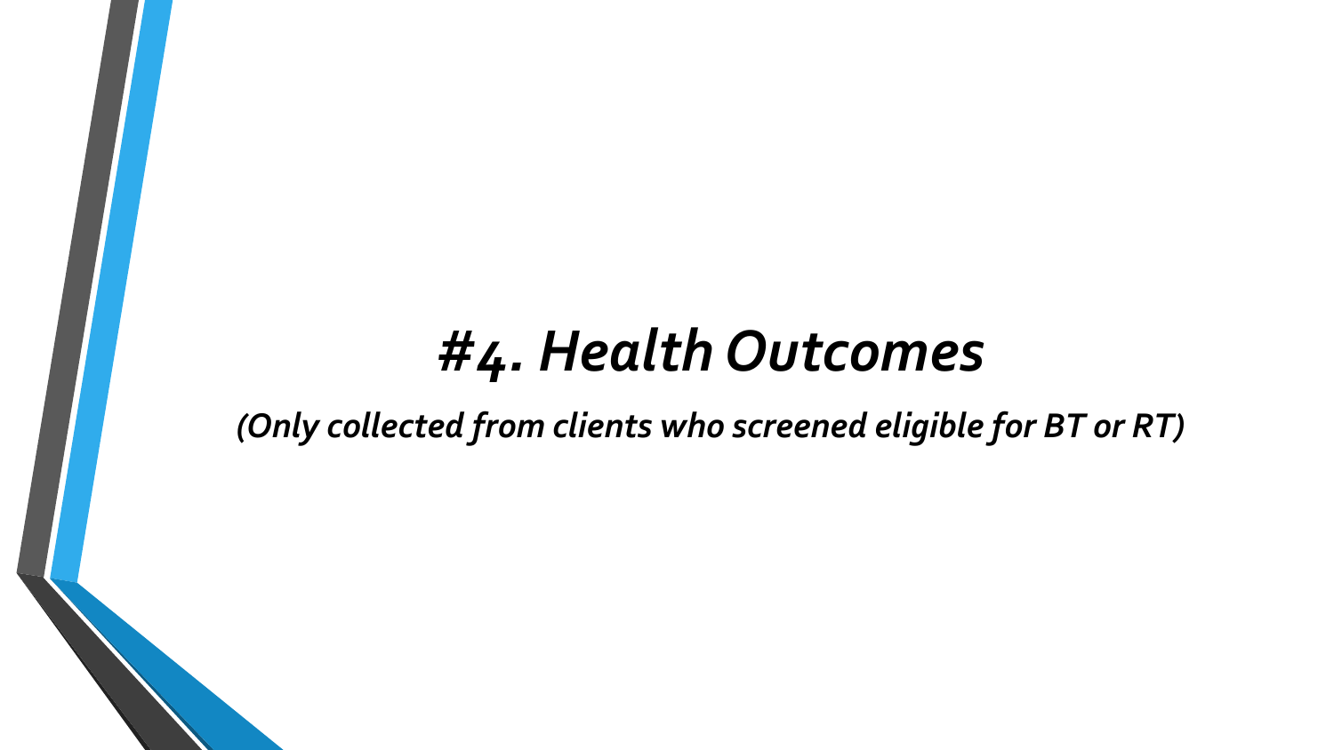# *#4. Health Outcomes*

*(Only collected from clients who screened eligible for BT or RT)*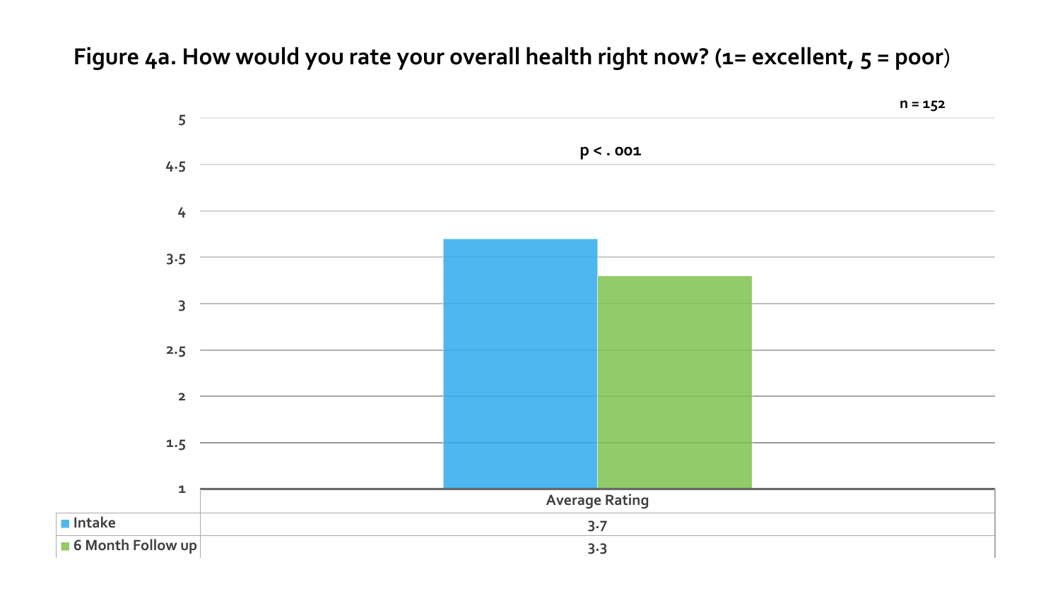**Figure 4a. How would you rate your overall health right now? (1= excellent, 5 = poor)**

n = 152

$p < .001$

| | Average Rating |
|---|---|
| Intake | 3.7 |
| 6 Month Follow up | 3.3 |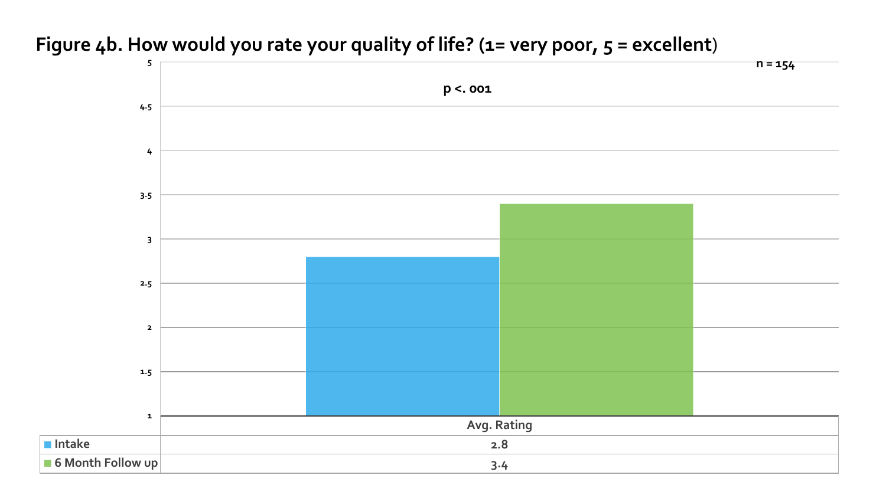# Figure 4b. How would you rate your quality of life? (1= very poor, 5 = excellent)

$p < .001$

n = 154

| | Avg. Rating |
|---|---|
| Intake | 2.8 |
| 6 Month Follow up | 3.4 |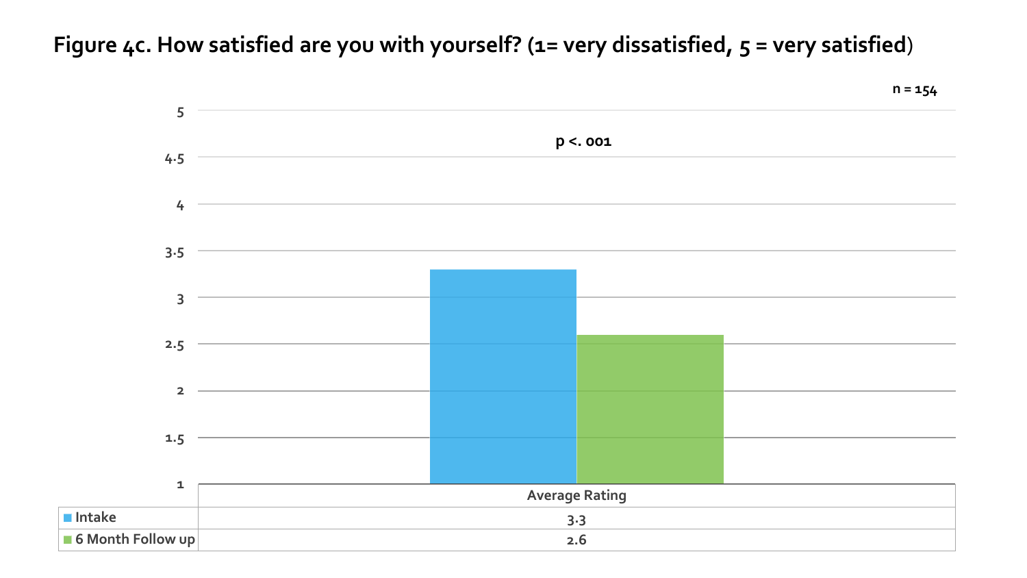**Figure 4c. How satisfied are you with yourself? (1= very dissatisfied, 5 = very satisfied)**

n = 154

$p < .001$

| | Average Rating |
|---|---|
| Intake | 3.3 |
| 6 Month Follow up | 2.6 |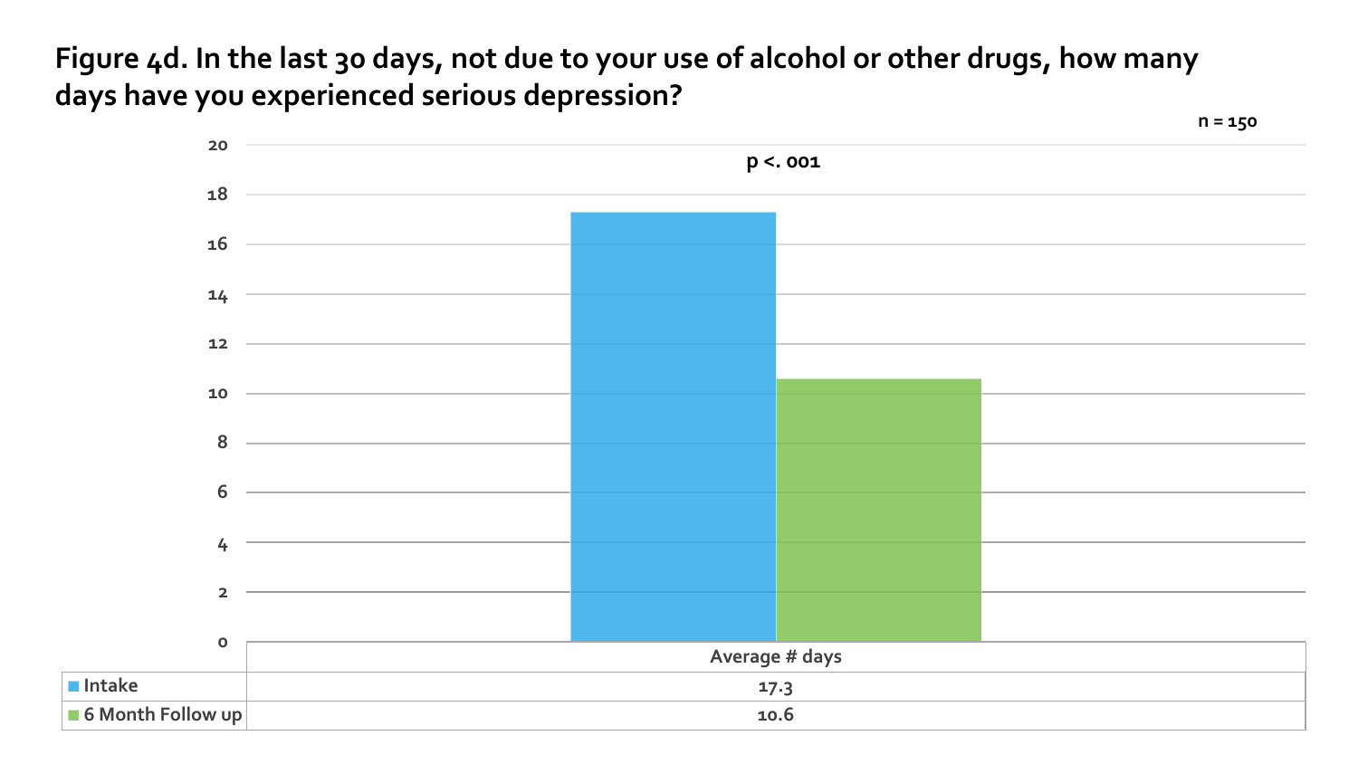**Figure 4d. In the last 30 days, not due to your use of alcohol or other drugs, how many days have you experienced serious depression?**

n = 150

$p < .001$

| | Average # days |
|---|---|
| Intake | 17.3 |
| 6 Month Follow up | 10.6 |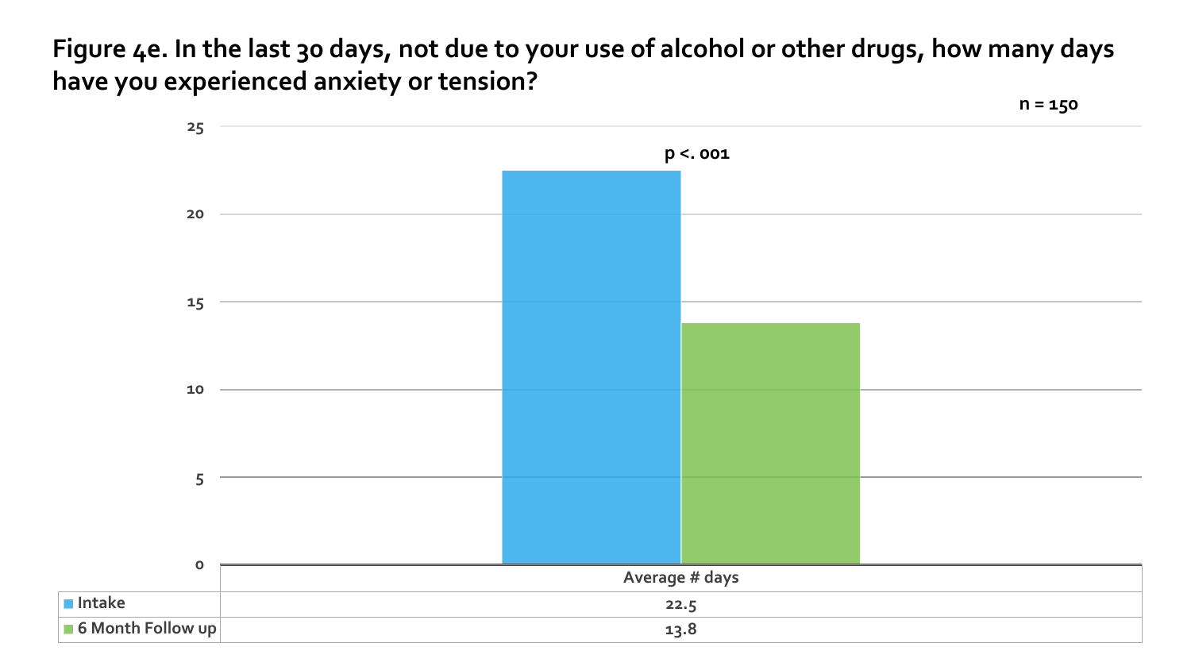**Figure 4e. In the last 30 days, not due to your use of alcohol or other drugs, how many days have you experienced anxiety or tension?**

n = 150

25

20

15

10

5

0

p <. 001

Average # days

Intake 22.5

6 Month Follow up 13.8